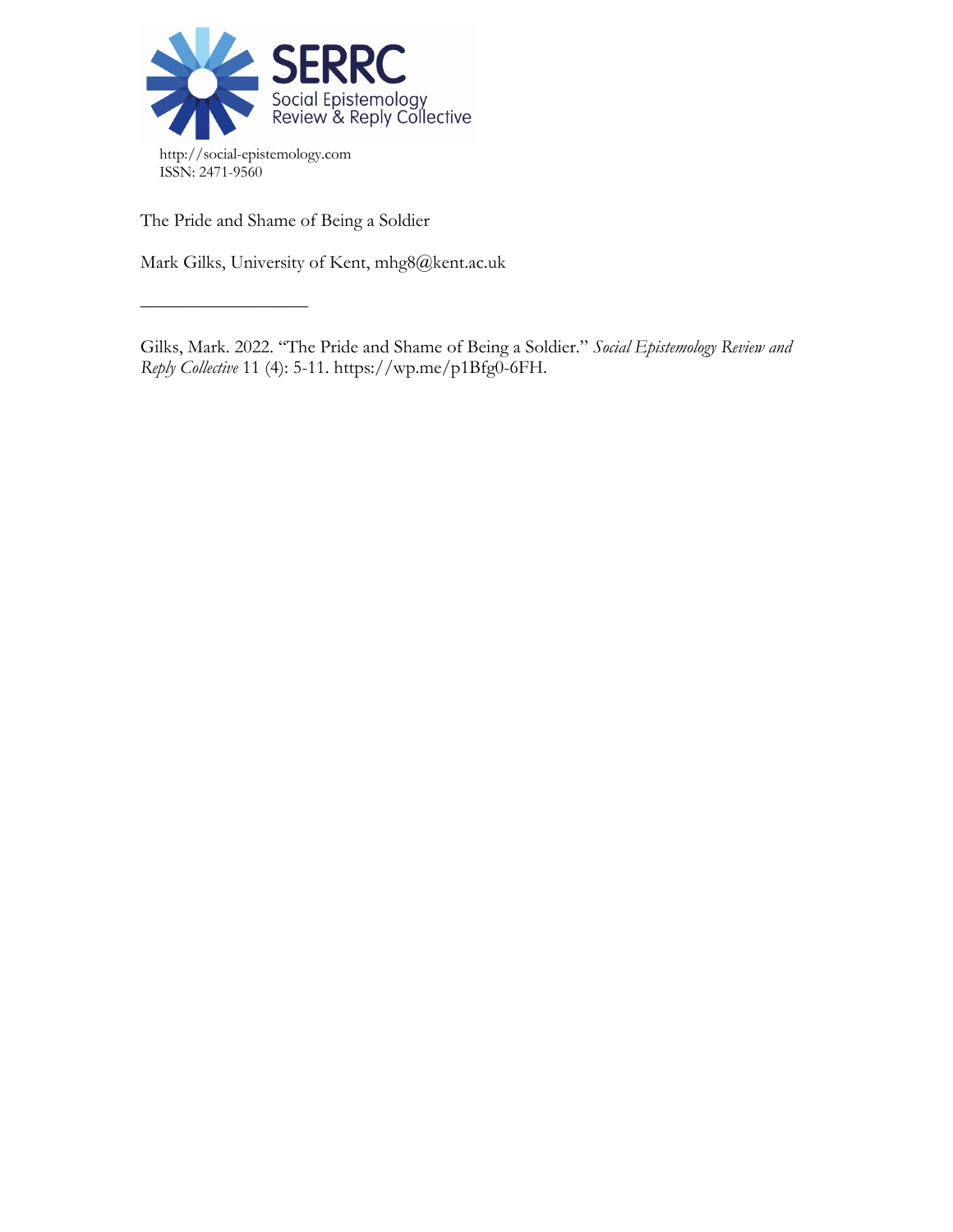SERRC
Social Epistemology Review & Reply Collective

http://social-epistemology.com
ISSN: 2471-9560

The Pride and Shame of Being a Soldier

Mark Gilks, University of Kent, mhg8@kent.ac.uk

---

Gilks, Mark. 2022. "The Pride and Shame of Being a Soldier." *Social Epistemology Review and Reply Collective* 11 (4): 5-11. https://wp.me/p1Bfg0-6FH.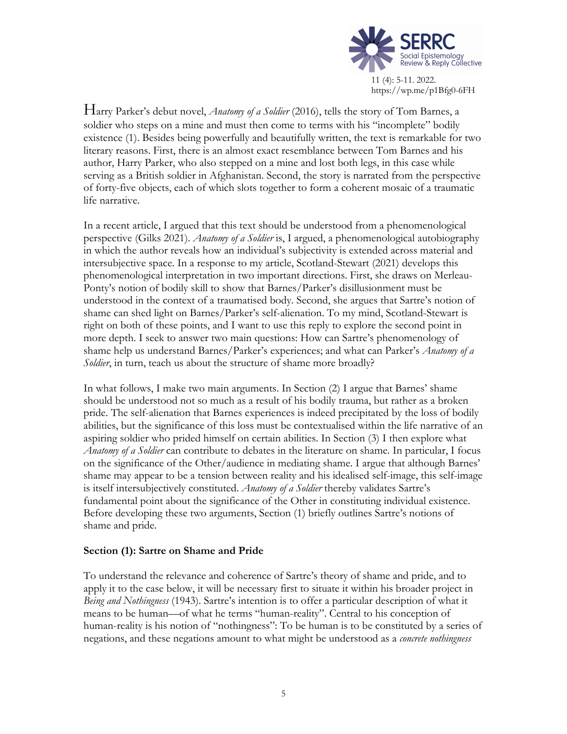Harry Parker's debut novel, *Anatomy of a Soldier* (2016), tells the story of Tom Barnes, a soldier who steps on a mine and must then come to terms with his "incomplete" bodily existence (1). Besides being powerfully and beautifully written, the text is remarkable for two literary reasons. First, there is an almost exact resemblance between Tom Barnes and his author, Harry Parker, who also stepped on a mine and lost both legs, in this case while serving as a British soldier in Afghanistan. Second, the story is narrated from the perspective of forty-five objects, each of which slots together to form a coherent mosaic of a traumatic life narrative.

In a recent article, I argued that this text should be understood from a phenomenological perspective (Gilks 2021). *Anatomy of a Soldier* is, I argued, a phenomenological autobiography in which the author reveals how an individual's subjectivity is extended across material and intersubjective space. In a response to my article, Scotland-Stewart (2021) develops this phenomenological interpretation in two important directions. First, she draws on Merleau-Ponty's notion of bodily skill to show that Barnes/Parker's disillusionment must be understood in the context of a traumatised body. Second, she argues that Sartre's notion of shame can shed light on Barnes/Parker's self-alienation. To my mind, Scotland-Stewart is right on both of these points, and I want to use this reply to explore the second point in more depth. I seek to answer two main questions: How can Sartre's phenomenology of shame help us understand Barnes/Parker's experiences; and what can Parker's *Anatomy of a Soldier*, in turn, teach us about the structure of shame more broadly?

In what follows, I make two main arguments. In Section (2) I argue that Barnes' shame should be understood not so much as a result of his bodily trauma, but rather as a broken pride. The self-alienation that Barnes experiences is indeed precipitated by the loss of bodily abilities, but the significance of this loss must be contextualised within the life narrative of an aspiring soldier who prided himself on certain abilities. In Section (3) I then explore what *Anatomy of a Soldier* can contribute to debates in the literature on shame. In particular, I focus on the significance of the Other/audience in mediating shame. I argue that although Barnes' shame may appear to be a tension between reality and his idealised self-image, this self-image is itself intersubjectively constituted. *Anatomy of a Soldier* thereby validates Sartre's fundamental point about the significance of the Other in constituting individual existence. Before developing these two arguments, Section (1) briefly outlines Sartre's notions of shame and pride.

### Section (1): Sartre on Shame and Pride

To understand the relevance and coherence of Sartre's theory of shame and pride, and to apply it to the case below, it will be necessary first to situate it within his broader project in *Being and Nothingness* (1943). Sartre's intention is to offer a particular description of what it means to be human—of what he terms "human-reality". Central to his conception of human-reality is his notion of "nothingness": To be human is to be constituted by a series of negations, and these negations amount to what might be understood as a *concrete nothingness*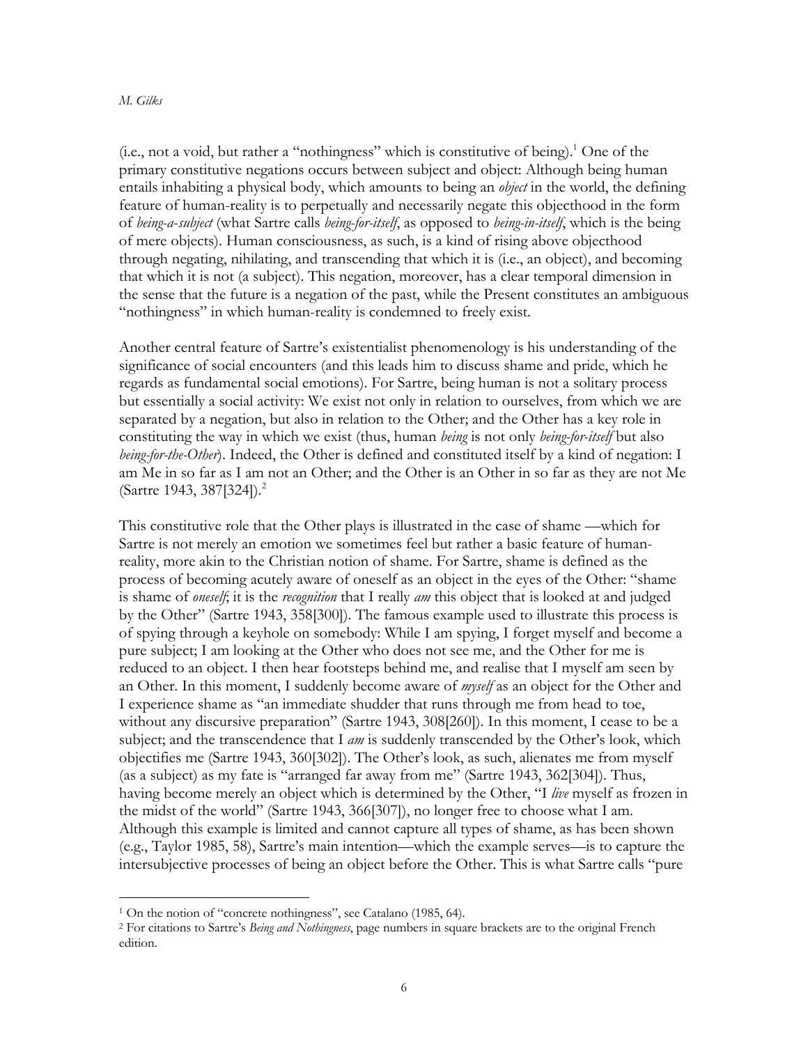(i.e., not a void, but rather a "nothingness" which is constitutive of being).[1] One of the primary constitutive negations occurs between subject and object: Although being human entails inhabiting a physical body, which amounts to being an *object* in the world, the defining feature of human-reality is to perpetually and necessarily negate this objecthood in the form of *being-a-subject* (what Sartre calls *being-for-itself*, as opposed to *being-in-itself*, which is the being of mere objects). Human consciousness, as such, is a kind of rising above objecthood through negating, nihilating, and transcending that which it is (i.e., an object), and becoming that which it is not (a subject). This negation, moreover, has a clear temporal dimension in the sense that the future is a negation of the past, while the Present constitutes an ambiguous "nothingness" in which human-reality is condemned to freely exist.

Another central feature of Sartre's existentialist phenomenology is his understanding of the significance of social encounters (and this leads him to discuss shame and pride, which he regards as fundamental social emotions). For Sartre, being human is not a solitary process but essentially a social activity: We exist not only in relation to ourselves, from which we are separated by a negation, but also in relation to the Other; and the Other has a key role in constituting the way in which we exist (thus, human *being* is not only *being-for-itself* but also *being-for-the-Other*). Indeed, the Other is defined and constituted itself by a kind of negation: I am Me in so far as I am not an Other; and the Other is an Other in so far as they are not Me (Sartre 1943, 387[324]).[2]

This constitutive role that the Other plays is illustrated in the case of shame —which for Sartre is not merely an emotion we sometimes feel but rather a basic feature of human-reality, more akin to the Christian notion of shame. For Sartre, shame is defined as the process of becoming acutely aware of oneself as an object in the eyes of the Other: "shame is shame of *oneself*; it is the *recognition* that I really *am* this object that is looked at and judged by the Other" (Sartre 1943, 358[300]). The famous example used to illustrate this process is of spying through a keyhole on somebody: While I am spying, I forget myself and become a pure subject; I am looking at the Other who does not see me, and the Other for me is reduced to an object. I then hear footsteps behind me, and realise that I myself am seen by an Other. In this moment, I suddenly become aware of *myself* as an object for the Other and I experience shame as "an immediate shudder that runs through me from head to toe, without any discursive preparation" (Sartre 1943, 308[260]). In this moment, I cease to be a subject; and the transcendence that I *am* is suddenly transcended by the Other's look, which objectifies me (Sartre 1943, 360[302]). The Other's look, as such, alienates me from myself (as a subject) as my fate is "arranged far away from me" (Sartre 1943, 362[304]). Thus, having become merely an object which is determined by the Other, "I *live* myself as frozen in the midst of the world" (Sartre 1943, 366[307]), no longer free to choose what I am. Although this example is limited and cannot capture all types of shame, as has been shown (e.g., Taylor 1985, 58), Sartre's main intention—which the example serves—is to capture the intersubjective processes of being an object before the Other. This is what Sartre calls "pure

[1] On the notion of "concrete nothingness", see Catalano (1985, 64).

[2] For citations to Sartre's *Being and Nothingness*, page numbers in square brackets are to the original French edition.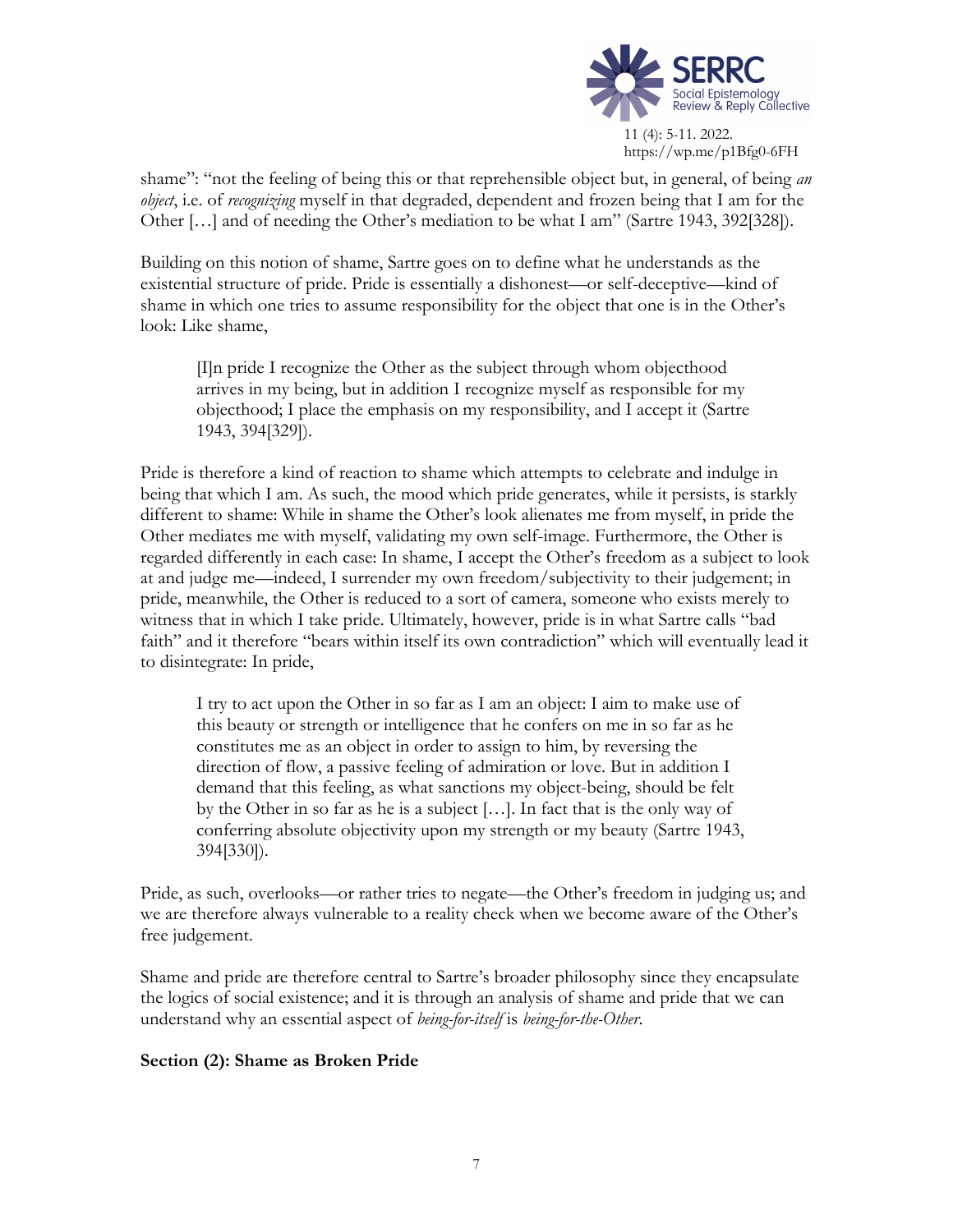shame": "not the feeling of being this or that reprehensible object but, in general, of being *an object*, i.e. of *recognizing* myself in that degraded, dependent and frozen being that I am for the Other […] and of needing the Other's mediation to be what I am" (Sartre 1943, 392[328]).

Building on this notion of shame, Sartre goes on to define what he understands as the existential structure of pride. Pride is essentially a dishonest—or self-deceptive—kind of shame in which one tries to assume responsibility for the object that one is in the Other's look: Like shame,

> [I]n pride I recognize the Other as the subject through whom objecthood arrives in my being, but in addition I recognize myself as responsible for my objecthood; I place the emphasis on my responsibility, and I accept it (Sartre 1943, 394[329]).

Pride is therefore a kind of reaction to shame which attempts to celebrate and indulge in being that which I am. As such, the mood which pride generates, while it persists, is starkly different to shame: While in shame the Other's look alienates me from myself, in pride the Other mediates me with myself, validating my own self-image. Furthermore, the Other is regarded differently in each case: In shame, I accept the Other's freedom as a subject to look at and judge me—indeed, I surrender my own freedom/subjectivity to their judgement; in pride, meanwhile, the Other is reduced to a sort of camera, someone who exists merely to witness that in which I take pride. Ultimately, however, pride is in what Sartre calls "bad faith" and it therefore "bears within itself its own contradiction" which will eventually lead it to disintegrate: In pride,

> I try to act upon the Other in so far as I am an object: I aim to make use of this beauty or strength or intelligence that he confers on me in so far as he constitutes me as an object in order to assign to him, by reversing the direction of flow, a passive feeling of admiration or love. But in addition I demand that this feeling, as what sanctions my object-being, should be felt by the Other in so far as he is a subject […]. In fact that is the only way of conferring absolute objectivity upon my strength or my beauty (Sartre 1943, 394[330]).

Pride, as such, overlooks—or rather tries to negate—the Other's freedom in judging us; and we are therefore always vulnerable to a reality check when we become aware of the Other's free judgement.

Shame and pride are therefore central to Sartre's broader philosophy since they encapsulate the logics of social existence; and it is through an analysis of shame and pride that we can understand why an essential aspect of *being-for-itself* is *being-for-the-Other*.

**Section (2): Shame as Broken Pride**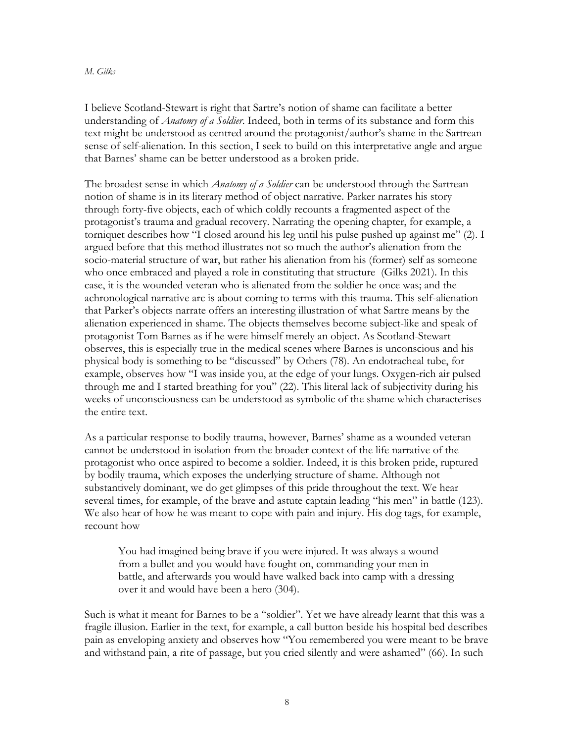I believe Scotland-Stewart is right that Sartre's notion of shame can facilitate a better understanding of *Anatomy of a Soldier*. Indeed, both in terms of its substance and form this text might be understood as centred around the protagonist/author's shame in the Sartrean sense of self-alienation. In this section, I seek to build on this interpretative angle and argue that Barnes' shame can be better understood as a broken pride.

The broadest sense in which *Anatomy of a Soldier* can be understood through the Sartrean notion of shame is in its literary method of object narrative. Parker narrates his story through forty-five objects, each of which coldly recounts a fragmented aspect of the protagonist's trauma and gradual recovery. Narrating the opening chapter, for example, a torniquet describes how "I closed around his leg until his pulse pushed up against me" (2). I argued before that this method illustrates not so much the author's alienation from the socio-material structure of war, but rather his alienation from his (former) self as someone who once embraced and played a role in constituting that structure (Gilks 2021). In this case, it is the wounded veteran who is alienated from the soldier he once was; and the achronological narrative arc is about coming to terms with this trauma. This self-alienation that Parker's objects narrate offers an interesting illustration of what Sartre means by the alienation experienced in shame. The objects themselves become subject-like and speak of protagonist Tom Barnes as if he were himself merely an object. As Scotland-Stewart observes, this is especially true in the medical scenes where Barnes is unconscious and his physical body is something to be "discussed" by Others (78). An endotracheal tube, for example, observes how "I was inside you, at the edge of your lungs. Oxygen-rich air pulsed through me and I started breathing for you" (22). This literal lack of subjectivity during his weeks of unconsciousness can be understood as symbolic of the shame which characterises the entire text.

As a particular response to bodily trauma, however, Barnes' shame as a wounded veteran cannot be understood in isolation from the broader context of the life narrative of the protagonist who once aspired to become a soldier. Indeed, it is this broken pride, ruptured by bodily trauma, which exposes the underlying structure of shame. Although not substantively dominant, we do get glimpses of this pride throughout the text. We hear several times, for example, of the brave and astute captain leading "his men" in battle (123). We also hear of how he was meant to cope with pain and injury. His dog tags, for example, recount how

> You had imagined being brave if you were injured. It was always a wound from a bullet and you would have fought on, commanding your men in battle, and afterwards you would have walked back into camp with a dressing over it and would have been a hero (304).

Such is what it meant for Barnes to be a "soldier". Yet we have already learnt that this was a fragile illusion. Earlier in the text, for example, a call button beside his hospital bed describes pain as enveloping anxiety and observes how "You remembered you were meant to be brave and withstand pain, a rite of passage, but you cried silently and were ashamed" (66). In such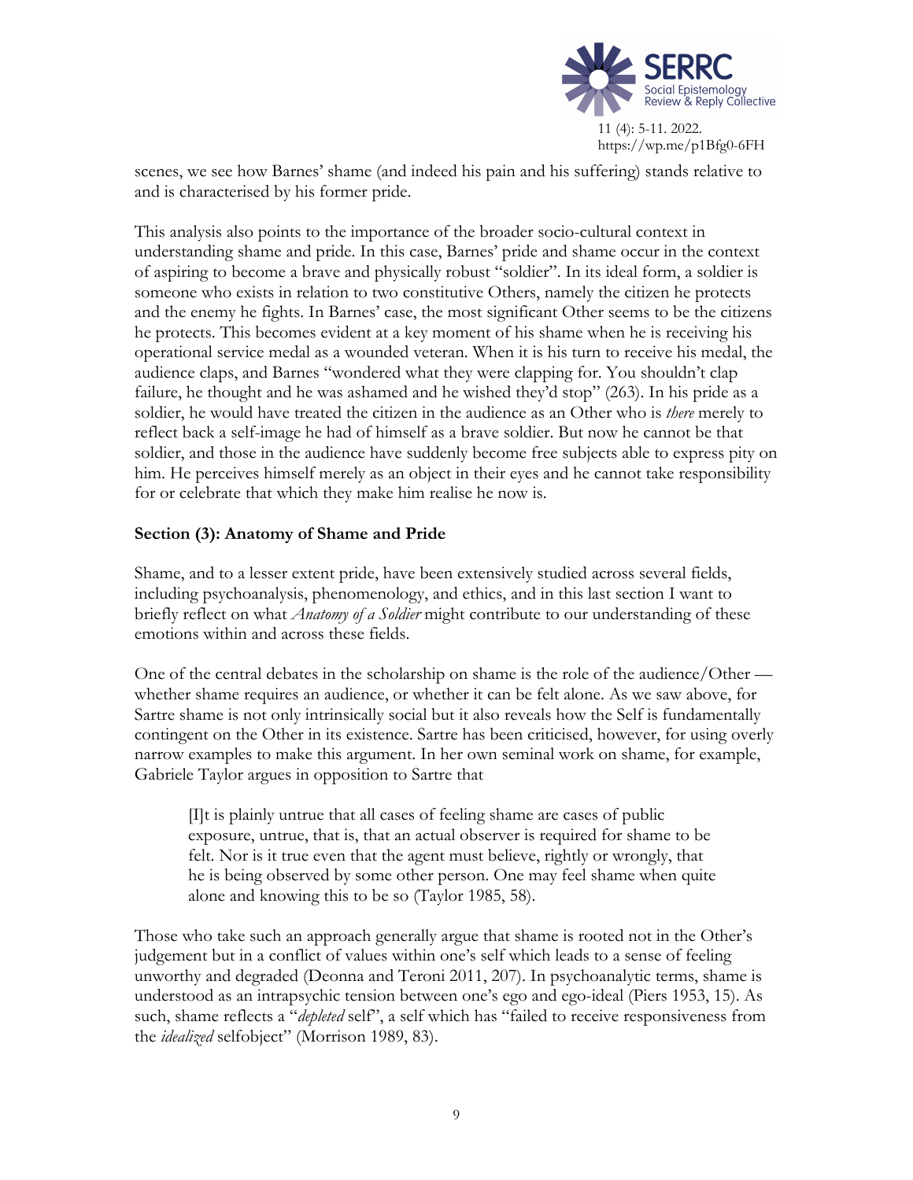scenes, we see how Barnes' shame (and indeed his pain and his suffering) stands relative to and is characterised by his former pride.

This analysis also points to the importance of the broader socio-cultural context in understanding shame and pride. In this case, Barnes' pride and shame occur in the context of aspiring to become a brave and physically robust "soldier". In its ideal form, a soldier is someone who exists in relation to two constitutive Others, namely the citizen he protects and the enemy he fights. In Barnes' case, the most significant Other seems to be the citizens he protects. This becomes evident at a key moment of his shame when he is receiving his operational service medal as a wounded veteran. When it is his turn to receive his medal, the audience claps, and Barnes "wondered what they were clapping for. You shouldn't clap failure, he thought and he was ashamed and he wished they'd stop" (263). In his pride as a soldier, he would have treated the citizen in the audience as an Other who is *there* merely to reflect back a self-image he had of himself as a brave soldier. But now he cannot be that soldier, and those in the audience have suddenly become free subjects able to express pity on him. He perceives himself merely as an object in their eyes and he cannot take responsibility for or celebrate that which they make him realise he now is.

## Section (3): Anatomy of Shame and Pride

Shame, and to a lesser extent pride, have been extensively studied across several fields, including psychoanalysis, phenomenology, and ethics, and in this last section I want to briefly reflect on what *Anatomy of a Soldier* might contribute to our understanding of these emotions within and across these fields.

One of the central debates in the scholarship on shame is the role of the audience/Other — whether shame requires an audience, or whether it can be felt alone. As we saw above, for Sartre shame is not only intrinsically social but it also reveals how the Self is fundamentally contingent on the Other in its existence. Sartre has been criticised, however, for using overly narrow examples to make this argument. In her own seminal work on shame, for example, Gabriele Taylor argues in opposition to Sartre that

> [I]t is plainly untrue that all cases of feeling shame are cases of public exposure, untrue, that is, that an actual observer is required for shame to be felt. Nor is it true even that the agent must believe, rightly or wrongly, that he is being observed by some other person. One may feel shame when quite alone and knowing this to be so (Taylor 1985, 58).

Those who take such an approach generally argue that shame is rooted not in the Other's judgement but in a conflict of values within one's self which leads to a sense of feeling unworthy and degraded (Deonna and Teroni 2011, 207). In psychoanalytic terms, shame is understood as an intrapsychic tension between one's ego and ego-ideal (Piers 1953, 15). As such, shame reflects a "*depleted* self", a self which has "failed to receive responsiveness from the *idealized* selfobject" (Morrison 1989, 83).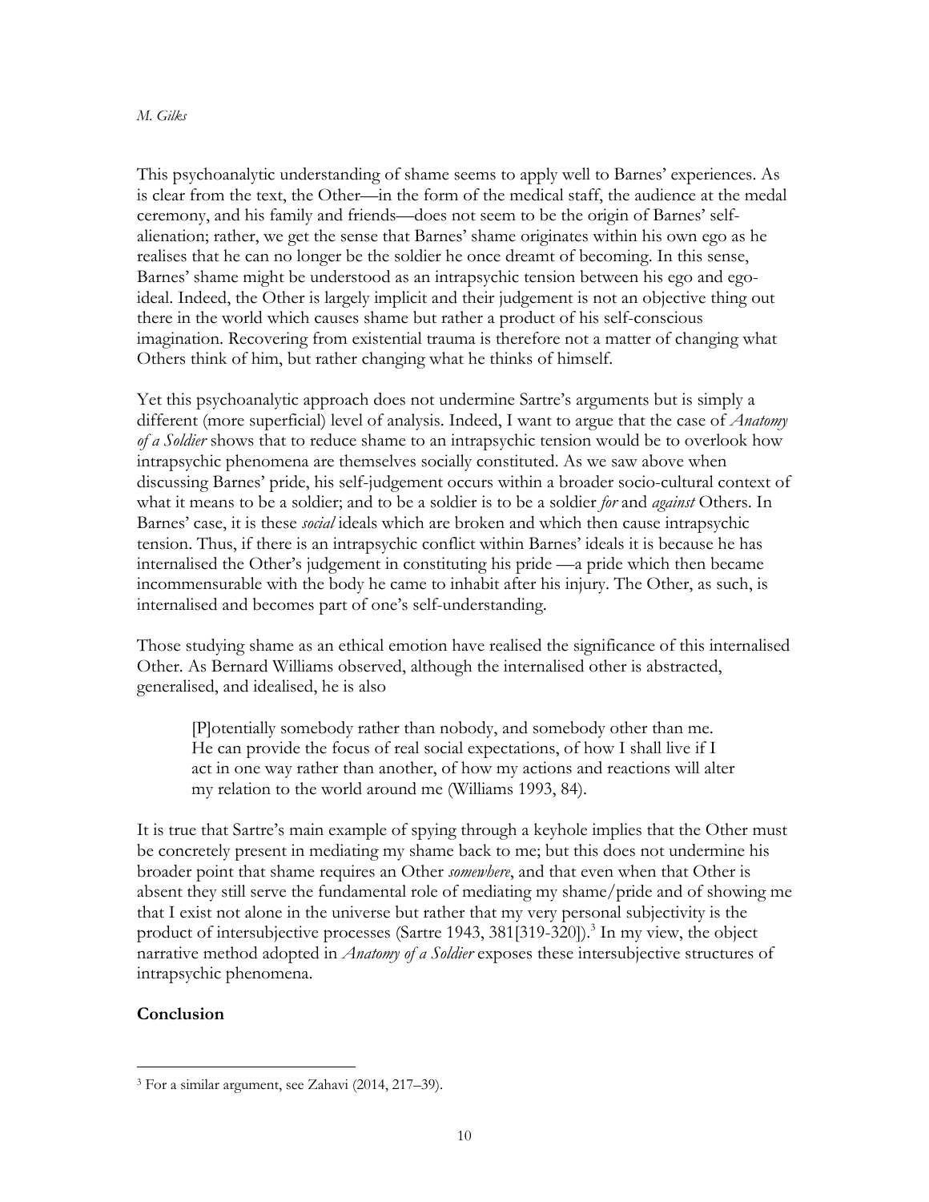This psychoanalytic understanding of shame seems to apply well to Barnes' experiences. As is clear from the text, the Other—in the form of the medical staff, the audience at the medal ceremony, and his family and friends—does not seem to be the origin of Barnes' self-alienation; rather, we get the sense that Barnes' shame originates within his own ego as he realises that he can no longer be the soldier he once dreamt of becoming. In this sense, Barnes' shame might be understood as an intrapsychic tension between his ego and ego-ideal. Indeed, the Other is largely implicit and their judgement is not an objective thing out there in the world which causes shame but rather a product of his self-conscious imagination. Recovering from existential trauma is therefore not a matter of changing what Others think of him, but rather changing what he thinks of himself.

Yet this psychoanalytic approach does not undermine Sartre's arguments but is simply a different (more superficial) level of analysis. Indeed, I want to argue that the case of *Anatomy of a Soldier* shows that to reduce shame to an intrapsychic tension would be to overlook how intrapsychic phenomena are themselves socially constituted. As we saw above when discussing Barnes' pride, his self-judgement occurs within a broader socio-cultural context of what it means to be a soldier; and to be a soldier is to be a soldier *for* and *against* Others. In Barnes' case, it is these *social* ideals which are broken and which then cause intrapsychic tension. Thus, if there is an intrapsychic conflict within Barnes' ideals it is because he has internalised the Other's judgement in constituting his pride —a pride which then became incommensurable with the body he came to inhabit after his injury. The Other, as such, is internalised and becomes part of one's self-understanding.

Those studying shame as an ethical emotion have realised the significance of this internalised Other. As Bernard Williams observed, although the internalised other is abstracted, generalised, and idealised, he is also

> [P]otentially somebody rather than nobody, and somebody other than me. He can provide the focus of real social expectations, of how I shall live if I act in one way rather than another, of how my actions and reactions will alter my relation to the world around me (Williams 1993, 84).

It is true that Sartre's main example of spying through a keyhole implies that the Other must be concretely present in mediating my shame back to me; but this does not undermine his broader point that shame requires an Other *somewhere*, and that even when that Other is absent they still serve the fundamental role of mediating my shame/pride and of showing me that I exist not alone in the universe but rather that my very personal subjectivity is the product of intersubjective processes (Sartre 1943, 381[319-320]).[3] In my view, the object narrative method adopted in *Anatomy of a Soldier* exposes these intersubjective structures of intrapsychic phenomena.

## Conclusion

---

[3] For a similar argument, see Zahavi (2014, 217–39).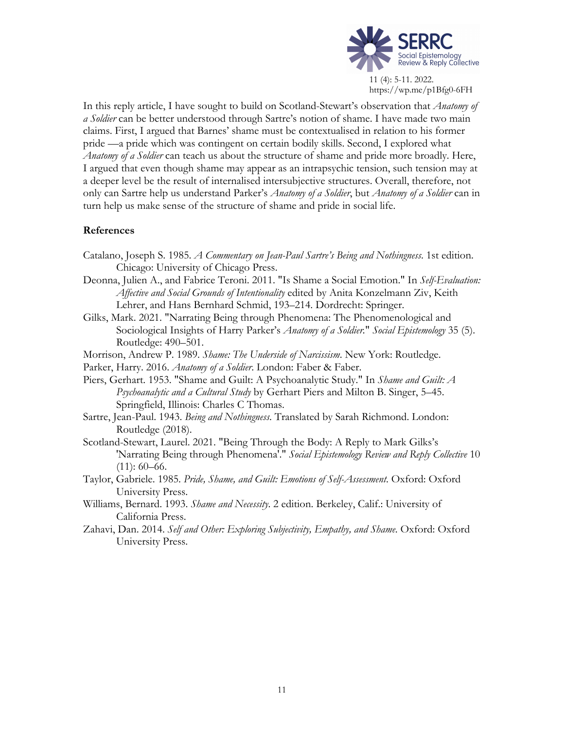In this reply article, I have sought to build on Scotland-Stewart's observation that *Anatomy of a Soldier* can be better understood through Sartre's notion of shame. I have made two main claims. First, I argued that Barnes' shame must be contextualised in relation to his former pride —a pride which was contingent on certain bodily skills. Second, I explored what *Anatomy of a Soldier* can teach us about the structure of shame and pride more broadly. Here, I argued that even though shame may appear as an intrapsychic tension, such tension may at a deeper level be the result of internalised intersubjective structures. Overall, therefore, not only can Sartre help us understand Parker's *Anatomy of a Soldier*, but *Anatomy of a Soldier* can in turn help us make sense of the structure of shame and pride in social life.

## References

Catalano, Joseph S. 1985. *A Commentary on Jean-Paul Sartre's Being and Nothingness*. 1st edition. Chicago: University of Chicago Press.

Deonna, Julien A., and Fabrice Teroni. 2011. "Is Shame a Social Emotion." In *Self-Evaluation: Affective and Social Grounds of Intentionality* edited by Anita Konzelmann Ziv, Keith Lehrer, and Hans Bernhard Schmid, 193–214. Dordrecht: Springer.

Gilks, Mark. 2021. "Narrating Being through Phenomena: The Phenomenological and Sociological Insights of Harry Parker's *Anatomy of a Soldier*." *Social Epistemology* 35 (5). Routledge: 490–501.

Morrison, Andrew P. 1989. *Shame: The Underside of Narcissism*. New York: Routledge.

Parker, Harry. 2016. *Anatomy of a Soldier*. London: Faber & Faber.

Piers, Gerhart. 1953. "Shame and Guilt: A Psychoanalytic Study." In *Shame and Guilt: A Psychoanalytic and a Cultural Study* by Gerhart Piers and Milton B. Singer, 5–45. Springfield, Illinois: Charles C Thomas.

Sartre, Jean-Paul. 1943. *Being and Nothingness*. Translated by Sarah Richmond. London: Routledge (2018).

Scotland-Stewart, Laurel. 2021. "Being Through the Body: A Reply to Mark Gilks's 'Narrating Being through Phenomena'." *Social Epistemology Review and Reply Collective* 10 (11): 60–66.

Taylor, Gabriele. 1985. *Pride, Shame, and Guilt: Emotions of Self-Assessment*. Oxford: Oxford University Press.

Williams, Bernard. 1993. *Shame and Necessity*. 2 edition. Berkeley, Calif.: University of California Press.

Zahavi, Dan. 2014. *Self and Other: Exploring Subjectivity, Empathy, and Shame*. Oxford: Oxford University Press.